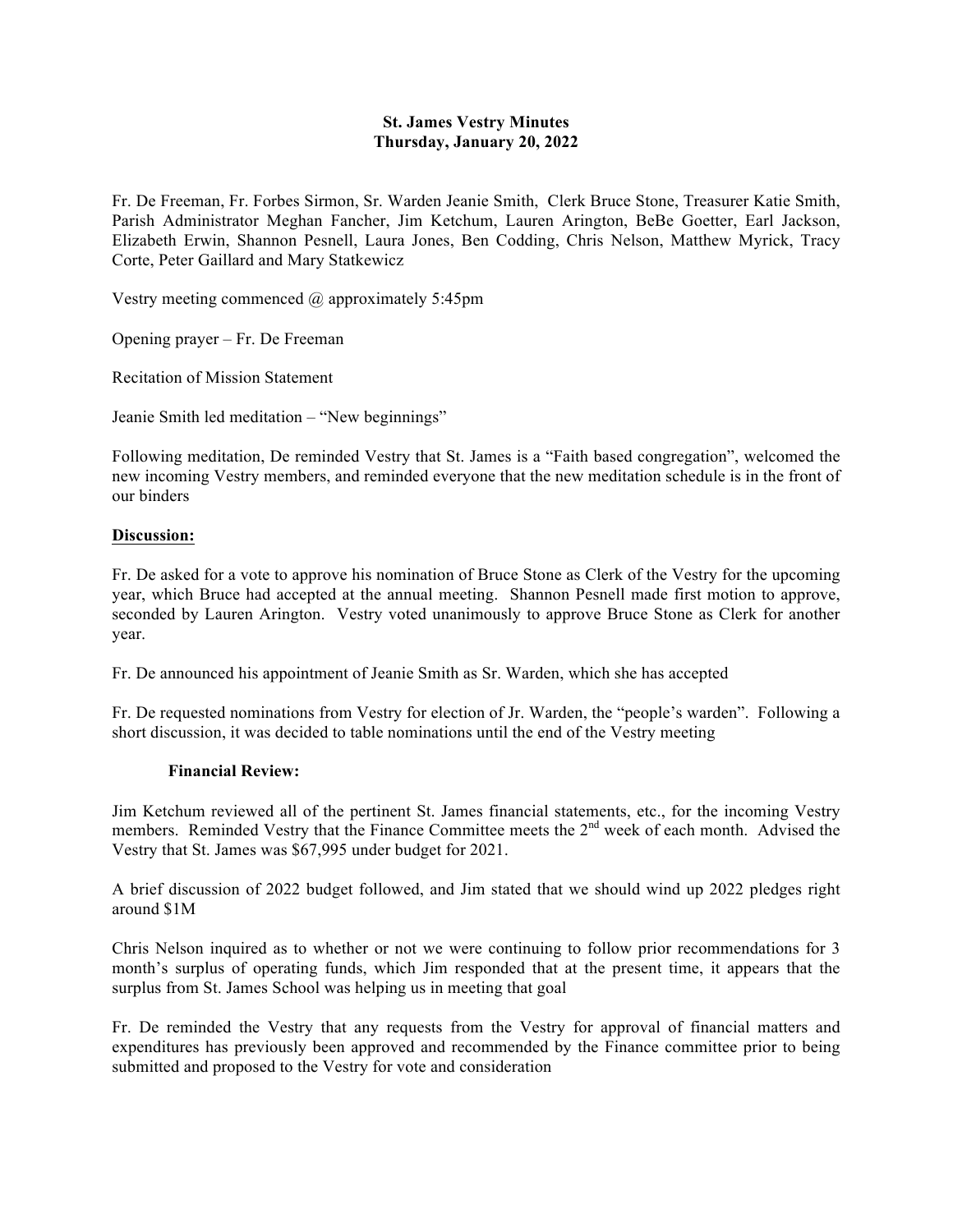**St. James Vestry Minutes**
**Thursday, January 20, 2022**

Fr. De Freeman, Fr. Forbes Sirmon, Sr. Warden Jeanie Smith, Clerk Bruce Stone, Treasurer Katie Smith, Parish Administrator Meghan Fancher, Jim Ketchum, Lauren Arington, BeBe Goetter, Earl Jackson, Elizabeth Erwin, Shannon Pesnell, Laura Jones, Ben Codding, Chris Nelson, Matthew Myrick, Tracy Corte, Peter Gaillard and Mary Statkewicz

Vestry meeting commenced @ approximately 5:45pm

Opening prayer – Fr. De Freeman

Recitation of Mission Statement

Jeanie Smith led meditation – "New beginnings"

Following meditation, De reminded Vestry that St. James is a "Faith based congregation", welcomed the new incoming Vestry members, and reminded everyone that the new meditation schedule is in the front of our binders

**Discussion:**

Fr. De asked for a vote to approve his nomination of Bruce Stone as Clerk of the Vestry for the upcoming year, which Bruce had accepted at the annual meeting. Shannon Pesnell made first motion to approve, seconded by Lauren Arington. Vestry voted unanimously to approve Bruce Stone as Clerk for another year.

Fr. De announced his appointment of Jeanie Smith as Sr. Warden, which she has accepted

Fr. De requested nominations from Vestry for election of Jr. Warden, the "people's warden". Following a short discussion, it was decided to table nominations until the end of the Vestry meeting

**Financial Review:**

Jim Ketchum reviewed all of the pertinent St. James financial statements, etc., for the incoming Vestry members. Reminded Vestry that the Finance Committee meets the 2nd week of each month. Advised the Vestry that St. James was $67,995 under budget for 2021.

A brief discussion of 2022 budget followed, and Jim stated that we should wind up 2022 pledges right around $1M

Chris Nelson inquired as to whether or not we were continuing to follow prior recommendations for 3 month's surplus of operating funds, which Jim responded that at the present time, it appears that the surplus from St. James School was helping us in meeting that goal

Fr. De reminded the Vestry that any requests from the Vestry for approval of financial matters and expenditures has previously been approved and recommended by the Finance committee prior to being submitted and proposed to the Vestry for vote and consideration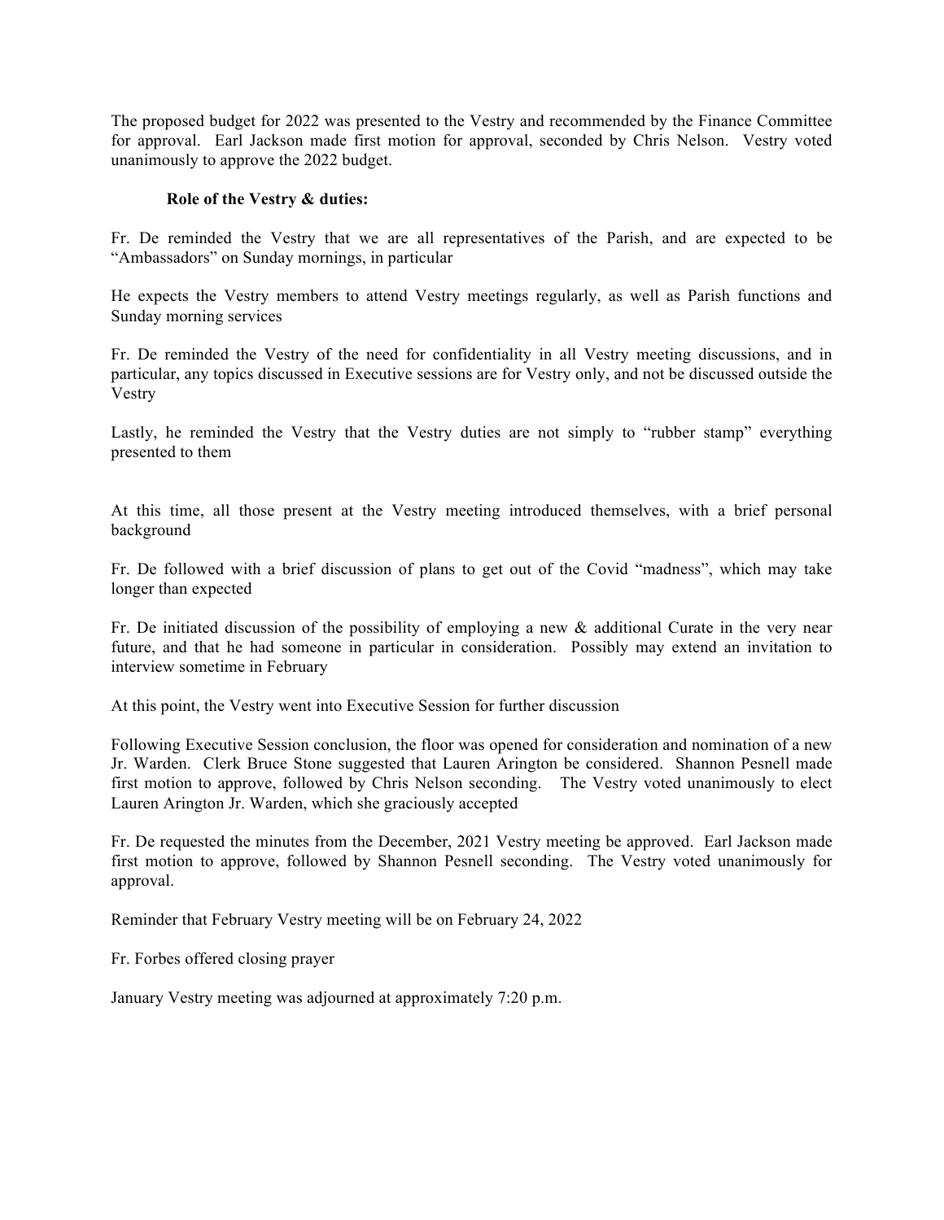The proposed budget for 2022 was presented to the Vestry and recommended by the Finance Committee for approval. Earl Jackson made first motion for approval, seconded by Chris Nelson. Vestry voted unanimously to approve the 2022 budget.

**Role of the Vestry & duties:**

Fr. De reminded the Vestry that we are all representatives of the Parish, and are expected to be "Ambassadors" on Sunday mornings, in particular

He expects the Vestry members to attend Vestry meetings regularly, as well as Parish functions and Sunday morning services

Fr. De reminded the Vestry of the need for confidentiality in all Vestry meeting discussions, and in particular, any topics discussed in Executive sessions are for Vestry only, and not be discussed outside the Vestry

Lastly, he reminded the Vestry that the Vestry duties are not simply to "rubber stamp" everything presented to them

At this time, all those present at the Vestry meeting introduced themselves, with a brief personal background

Fr. De followed with a brief discussion of plans to get out of the Covid "madness", which may take longer than expected

Fr. De initiated discussion of the possibility of employing a new & additional Curate in the very near future, and that he had someone in particular in consideration. Possibly may extend an invitation to interview sometime in February

At this point, the Vestry went into Executive Session for further discussion

Following Executive Session conclusion, the floor was opened for consideration and nomination of a new Jr. Warden. Clerk Bruce Stone suggested that Lauren Arington be considered. Shannon Pesnell made first motion to approve, followed by Chris Nelson seconding. The Vestry voted unanimously to elect Lauren Arington Jr. Warden, which she graciously accepted

Fr. De requested the minutes from the December, 2021 Vestry meeting be approved. Earl Jackson made first motion to approve, followed by Shannon Pesnell seconding. The Vestry voted unanimously for approval.

Reminder that February Vestry meeting will be on February 24, 2022

Fr. Forbes offered closing prayer

January Vestry meeting was adjourned at approximately 7:20 p.m.